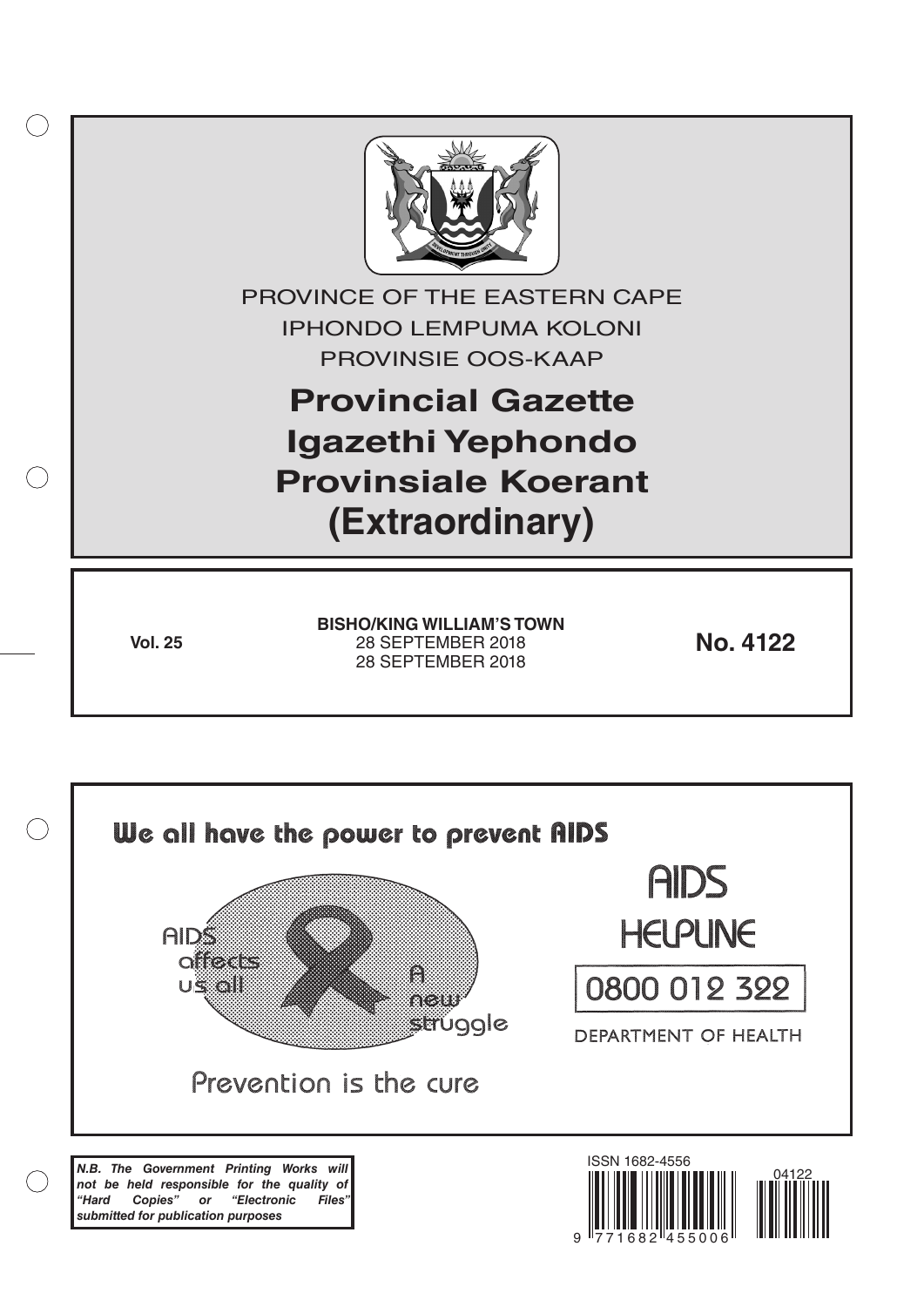PROVINCE OF THE EASTERN CAPE

IPHONDO LEMPUMA KOLONI

PROVINSIE OOS-KAAP

# Provincial Gazette
# Igazethi Yephondo
# Provinsiale Koerant
# (Extraordinary)

**Vol. 25**

**BISHO/KING WILLIAM'S TOWN**
28 SEPTEMBER 2018
28 SEPTEMBER 2018

**No. 4122**

We all have the power to prevent AIDS

AIDS affects us all

A new struggle

Prevention is the cure

AIDS HELPLINE

0800 012 322

DEPARTMENT OF HEALTH

***N.B. The Government Printing Works will not be held responsible for the quality of "Hard Copies" or "Electronic Files" submitted for publication purposes***

ISSN 1682-4556

04122

9 771682 455006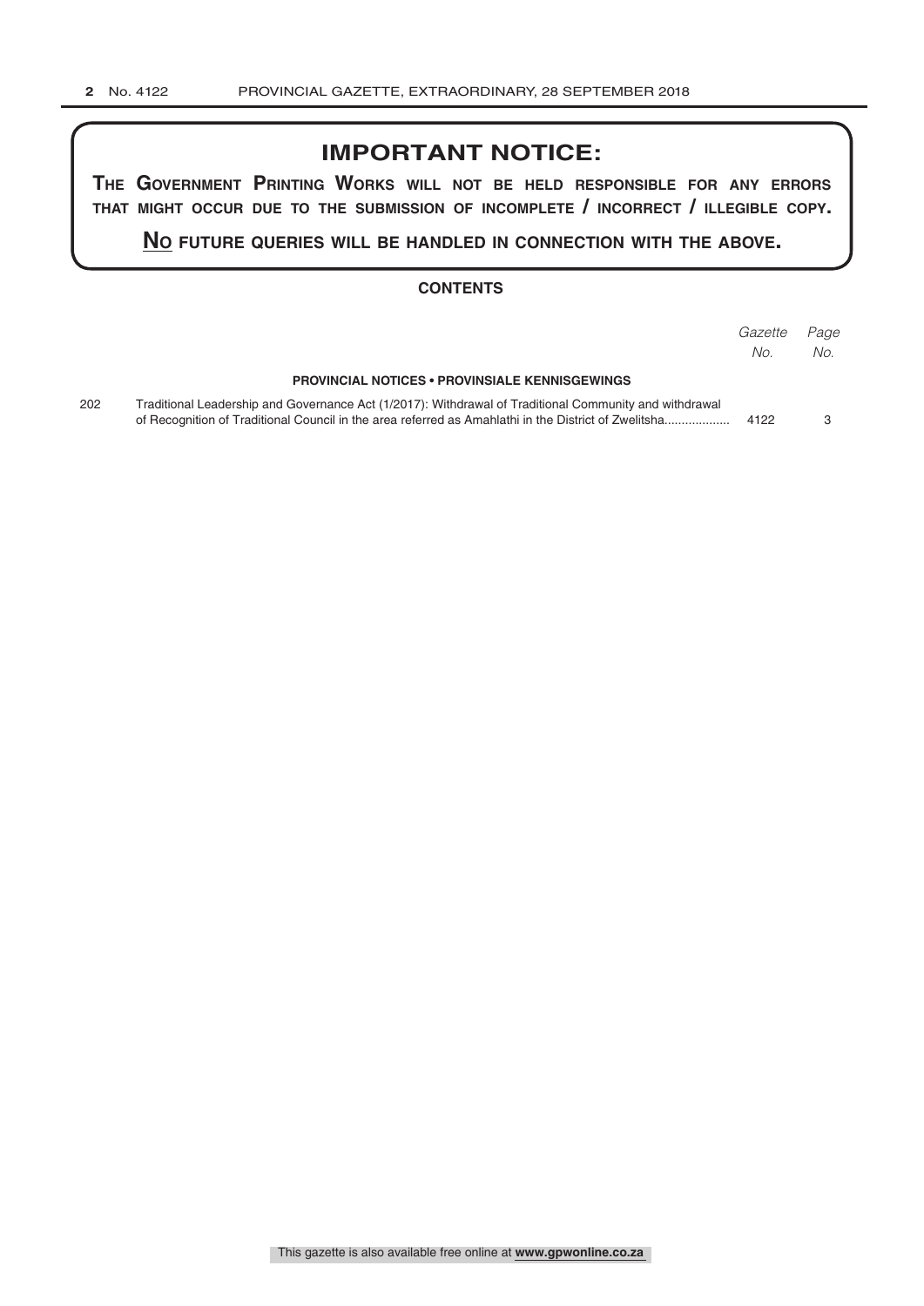# IMPORTANT NOTICE:

**THE GOVERNMENT PRINTING WORKS WILL NOT BE HELD RESPONSIBLE FOR ANY ERRORS THAT MIGHT OCCUR DUE TO THE SUBMISSION OF INCOMPLETE / INCORRECT / ILLEGIBLE COPY.**

**NO FUTURE QUERIES WILL BE HANDLED IN CONNECTION WITH THE ABOVE.**

## CONTENTS

| | | *Gazette No.* | *Page No.* |
|---|---|---|---|
| | **PROVINCIAL NOTICES • PROVINSIALE KENNISGEWINGS** | | |
| 202 | Traditional Leadership and Governance Act (1/2017): Withdrawal of Traditional Community and withdrawal of Recognition of Traditional Council in the area referred as Amahlathi in the District of Zwelitsha.................. | 4122 | 3 |

This gazette is also available free online at **www.gpwonline.co.za**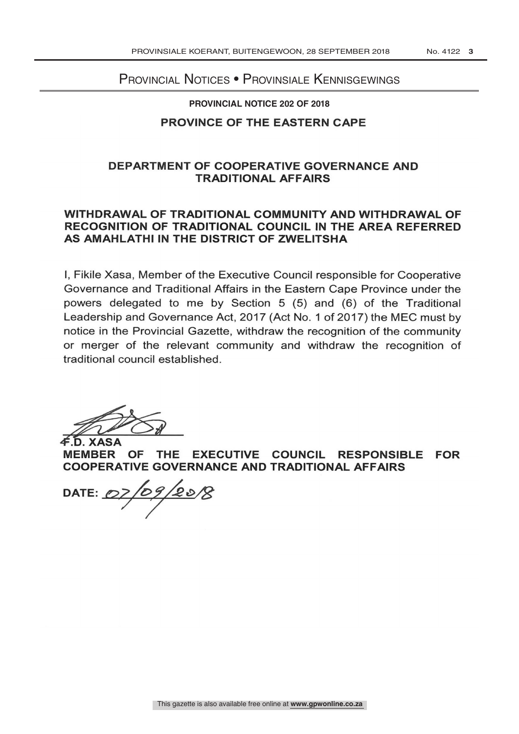# Provincial Notices • Provinsiale Kennisgewings

**PROVINCIAL NOTICE 202 OF 2018**

## PROVINCE OF THE EASTERN CAPE

### DEPARTMENT OF COOPERATIVE GOVERNANCE AND TRADITIONAL AFFAIRS

### WITHDRAWAL OF TRADITIONAL COMMUNITY AND WITHDRAWAL OF RECOGNITION OF TRADITIONAL COUNCIL IN THE AREA REFERRED AS AMAHLATHI IN THE DISTRICT OF ZWELITSHA

I, Fikile Xasa, Member of the Executive Council responsible for Cooperative Governance and Traditional Affairs in the Eastern Cape Province under the powers delegated to me by Section 5 (5) and (6) of the Traditional Leadership and Governance Act, 2017 (Act No. 1 of 2017) the MEC must by notice in the Provincial Gazette, withdraw the recognition of the community or merger of the relevant community and withdraw the recognition of traditional council established.

**F.D. XASA**
**MEMBER OF THE EXECUTIVE COUNCIL RESPONSIBLE FOR COOPERATIVE GOVERNANCE AND TRADITIONAL AFFAIRS**

**DATE:** 07/09/2018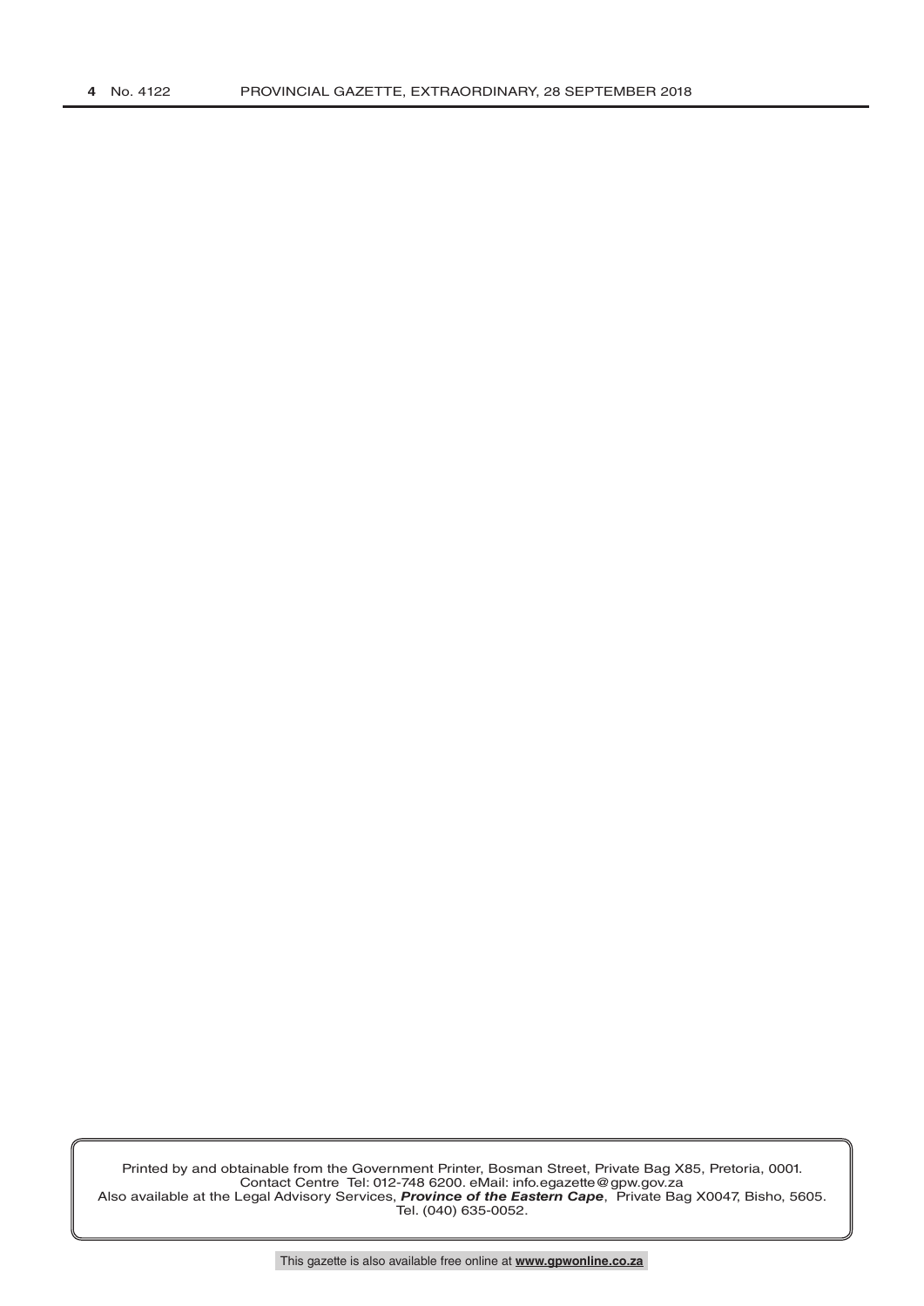Printed by and obtainable from the Government Printer, Bosman Street, Private Bag X85, Pretoria, 0001.
Contact Centre Tel: 012-748 6200. eMail: info.egazette@gpw.gov.za
Also available at the Legal Advisory Services, ***Province of the Eastern Cape***, Private Bag X0047, Bisho, 5605.
Tel. (040) 635-0052.

This gazette is also available free online at **www.gpwonline.co.za**